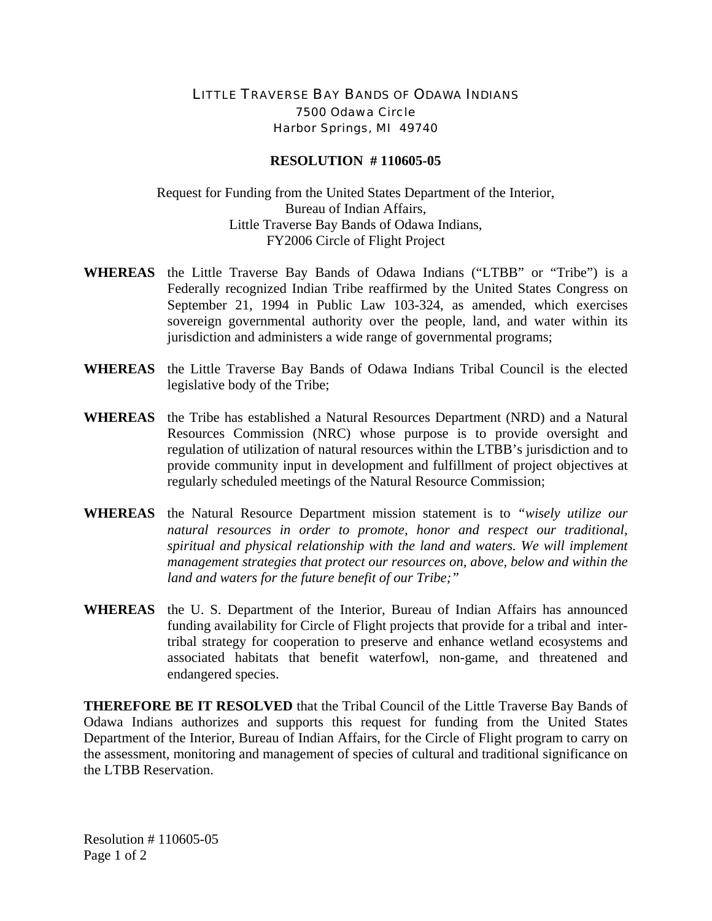LITTLE TRAVERSE BAY BANDS OF ODAWA INDIANS
7500 Odawa Circle
Harbor Springs, MI 49740

**RESOLUTION # 110605-05**

Request for Funding from the United States Department of the Interior,
Bureau of Indian Affairs,
Little Traverse Bay Bands of Odawa Indians,
FY2006 Circle of Flight Project

**WHEREAS** the Little Traverse Bay Bands of Odawa Indians ("LTBB" or "Tribe") is a Federally recognized Indian Tribe reaffirmed by the United States Congress on September 21, 1994 in Public Law 103-324, as amended, which exercises sovereign governmental authority over the people, land, and water within its jurisdiction and administers a wide range of governmental programs;

**WHEREAS** the Little Traverse Bay Bands of Odawa Indians Tribal Council is the elected legislative body of the Tribe;

**WHEREAS** the Tribe has established a Natural Resources Department (NRD) and a Natural Resources Commission (NRC) whose purpose is to provide oversight and regulation of utilization of natural resources within the LTBB's jurisdiction and to provide community input in development and fulfillment of project objectives at regularly scheduled meetings of the Natural Resource Commission;

**WHEREAS** the Natural Resource Department mission statement is to "*wisely utilize our natural resources in order to promote, honor and respect our traditional, spiritual and physical relationship with the land and waters. We will implement management strategies that protect our resources on, above, below and within the land and waters for the future benefit of our Tribe;*"

**WHEREAS** the U. S. Department of the Interior, Bureau of Indian Affairs has announced funding availability for Circle of Flight projects that provide for a tribal and inter-tribal strategy for cooperation to preserve and enhance wetland ecosystems and associated habitats that benefit waterfowl, non-game, and threatened and endangered species.

**THEREFORE BE IT RESOLVED** that the Tribal Council of the Little Traverse Bay Bands of Odawa Indians authorizes and supports this request for funding from the United States Department of the Interior, Bureau of Indian Affairs, for the Circle of Flight program to carry on the assessment, monitoring and management of species of cultural and traditional significance on the LTBB Reservation.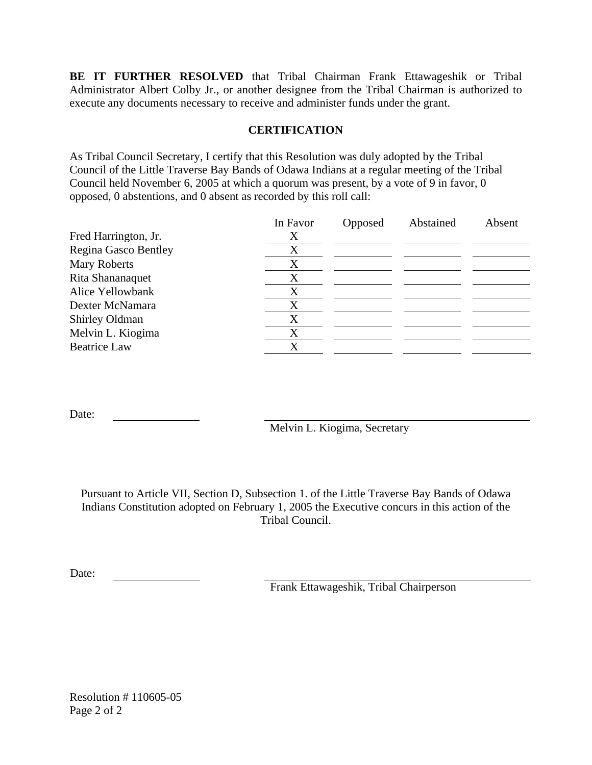**BE IT FURTHER RESOLVED** that Tribal Chairman Frank Ettawageshik or Tribal Administrator Albert Colby Jr., or another designee from the Tribal Chairman is authorized to execute any documents necessary to receive and administer funds under the grant.

## CERTIFICATION

As Tribal Council Secretary, I certify that this Resolution was duly adopted by the Tribal Council of the Little Traverse Bay Bands of Odawa Indians at a regular meeting of the Tribal Council held November 6, 2005 at which a quorum was present, by a vote of 9 in favor, 0 opposed, 0 abstentions, and 0 absent as recorded by this roll call:

| | In Favor | Opposed | Abstained | Absent |
|---|---|---|---|---|
| Fred Harrington, Jr. | X | | | |
| Regina Gasco Bentley | X | | | |
| Mary Roberts | X | | | |
| Rita Shananaquet | X | | | |
| Alice Yellowbank | X | | | |
| Dexter McNamara | X | | | |
| Shirley Oldman | X | | | |
| Melvin L. Kiogima | X | | | |
| Beatrice Law | X | | | |

Date: ______________

______________________________
Melvin L. Kiogima, Secretary

Pursuant to Article VII, Section D, Subsection 1. of the Little Traverse Bay Bands of Odawa Indians Constitution adopted on February 1, 2005 the Executive concurs in this action of the Tribal Council.

Date: ______________

______________________________
Frank Ettawageshik, Tribal Chairperson

Resolution # 110605-05